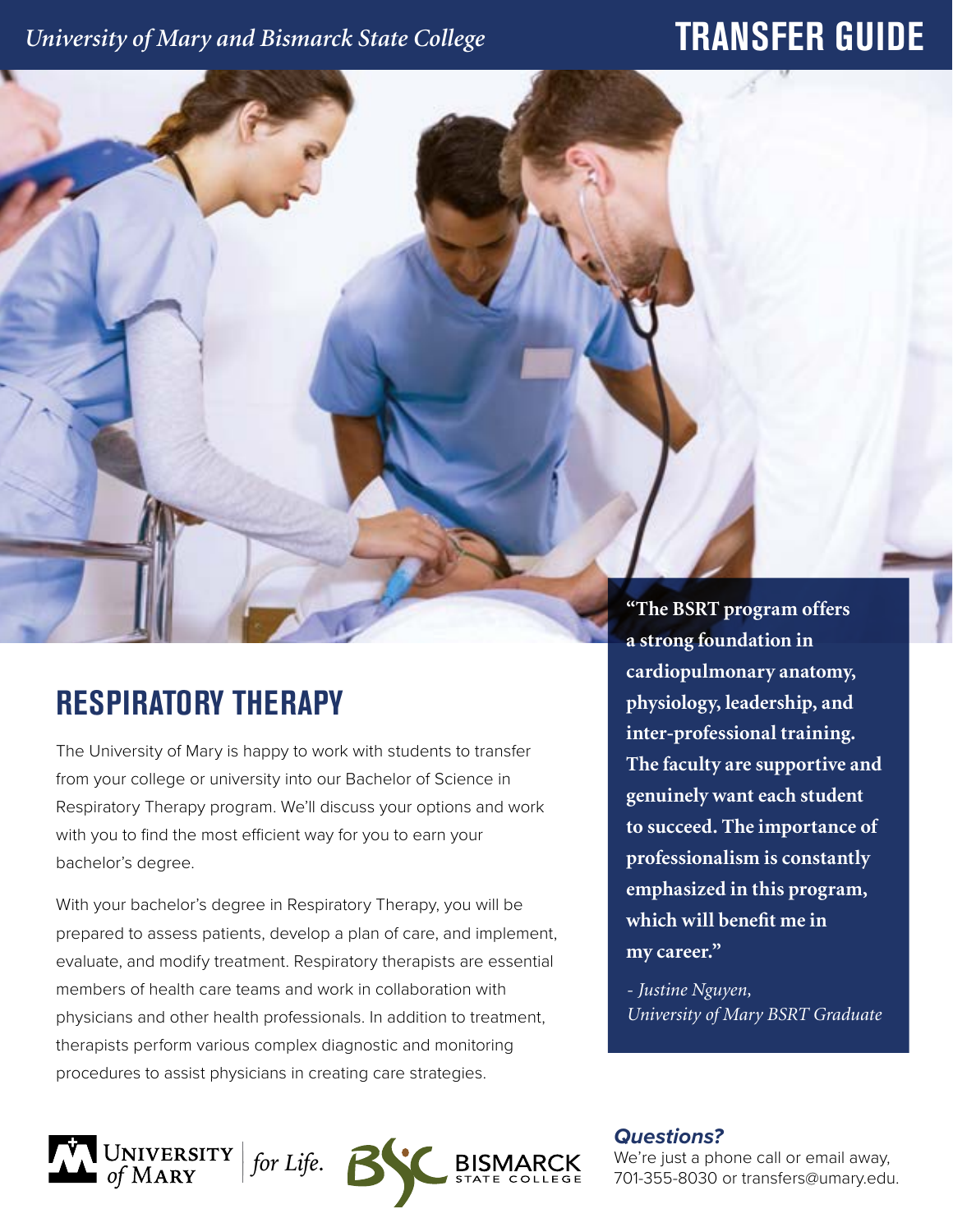*University of Mary and Bismarck State College*

# TRANSFER GUIDE

## RESPIRATORY THERAPY

The University of Mary is happy to work with students to transfer from your college or university into our Bachelor of Science in Respiratory Therapy program. We'll discuss your options and work with you to find the most efficient way for you to earn your bachelor's degree.

With your bachelor's degree in Respiratory Therapy, you will be prepared to assess patients, develop a plan of care, and implement, evaluate, and modify treatment. Respiratory therapists are essential members of health care teams and work in collaboration with physicians and other health professionals. In addition to treatment, therapists perform various complex diagnostic and monitoring procedures to assist physicians in creating care strategies.

**"The BSRT program offers a strong foundation in cardiopulmonary anatomy, physiology, leadership, and inter-professional training. The faculty are supportive and genuinely want each student to succeed. The importance of professionalism is constantly emphasized in this program, which will benefit me in my career."**

*- Justine Nguyen, University of Mary BSRT Graduate*

University of Mary *for Life.* | Bismarck State College

***Questions?***

We're just a phone call or email away, 701-355-8030 or transfers@umary.edu.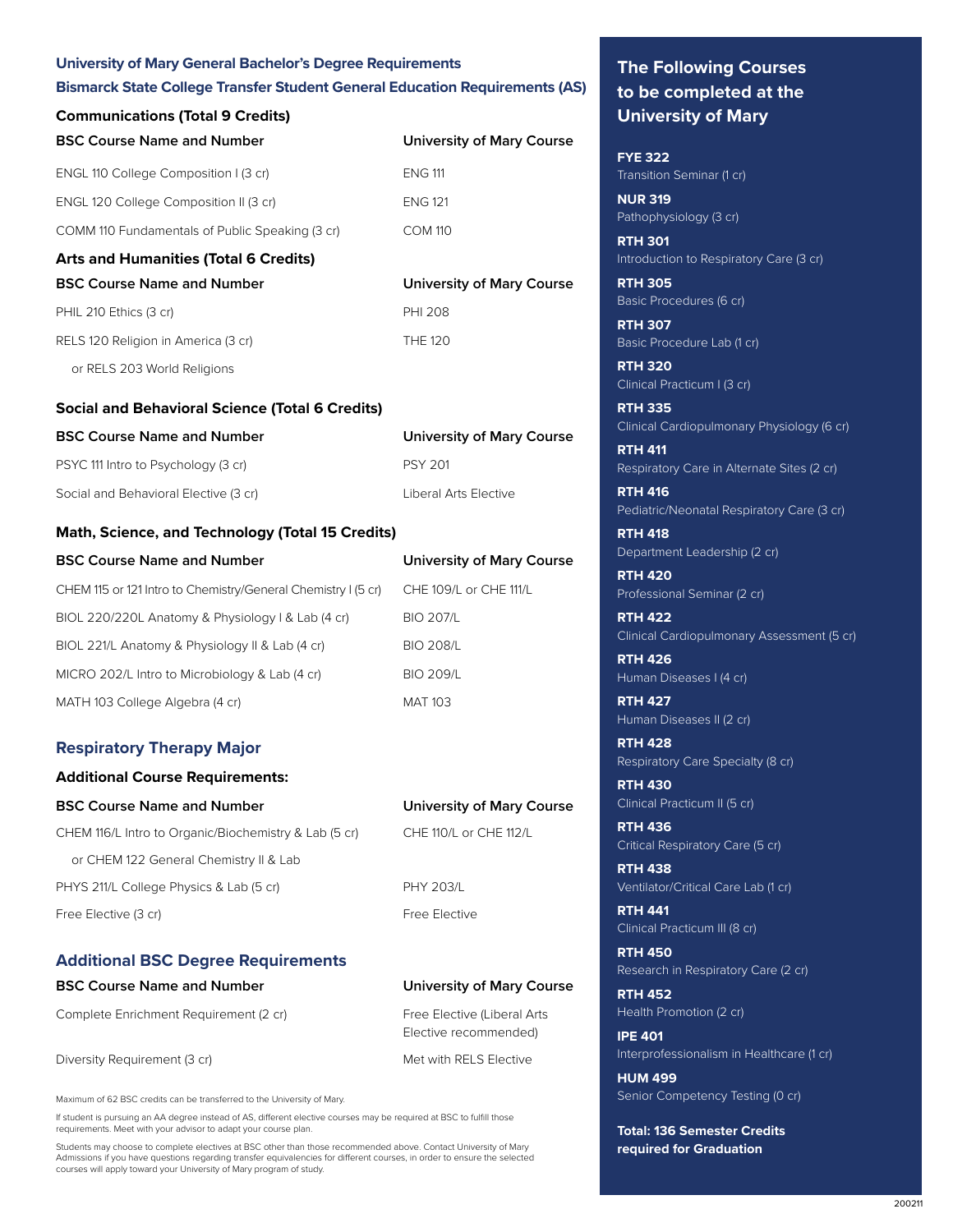## University of Mary General Bachelor's Degree Requirements

## Bismarck State College Transfer Student General Education Requirements (AS)

### Communications (Total 9 Credits)

| BSC Course Name and Number | University of Mary Course |
|---|---|
| ENGL 110 College Composition I (3 cr) | ENG 111 |
| ENGL 120 College Composition II (3 cr) | ENG 121 |
| COMM 110 Fundamentals of Public Speaking (3 cr) | COM 110 |

### Arts and Humanities (Total 6 Credits)

| BSC Course Name and Number | University of Mary Course |
|---|---|
| PHIL 210 Ethics (3 cr) | PHI 208 |
| RELS 120 Religion in America (3 cr) or RELS 203 World Religions | THE 120 |

### Social and Behavioral Science (Total 6 Credits)

| BSC Course Name and Number | University of Mary Course |
|---|---|
| PSYC 111 Intro to Psychology (3 cr) | PSY 201 |
| Social and Behavioral Elective (3 cr) | Liberal Arts Elective |

### Math, Science, and Technology (Total 15 Credits)

| BSC Course Name and Number | University of Mary Course |
|---|---|
| CHEM 115 or 121 Intro to Chemistry/General Chemistry I (5 cr) | CHE 109/L or CHE 111/L |
| BIOL 220/220L Anatomy & Physiology I & Lab (4 cr) | BIO 207/L |
| BIOL 221/L Anatomy & Physiology II & Lab (4 cr) | BIO 208/L |
| MICRO 202/L Intro to Microbiology & Lab (4 cr) | BIO 209/L |
| MATH 103 College Algebra (4 cr) | MAT 103 |

## Respiratory Therapy Major

### Additional Course Requirements:

| BSC Course Name and Number | University of Mary Course |
|---|---|
| CHEM 116/L Intro to Organic/Biochemistry & Lab (5 cr) or CHEM 122 General Chemistry II & Lab | CHE 110/L or CHE 112/L |
| PHYS 211/L College Physics & Lab (5 cr) | PHY 203/L |
| Free Elective (3 cr) | Free Elective |

## Additional BSC Degree Requirements

| BSC Course Name and Number | University of Mary Course |
|---|---|
| Complete Enrichment Requirement (2 cr) | Free Elective (Liberal Arts Elective recommended) |
| Diversity Requirement (3 cr) | Met with RELS Elective |

Maximum of 62 BSC credits can be transferred to the University of Mary.

If student is pursuing an AA degree instead of AS, different elective courses may be required at BSC to fulfill those requirements. Meet with your advisor to adapt your course plan.

Students may choose to complete electives at BSC other than those recommended above. Contact University of Mary Admissions if you have questions regarding transfer equivalencies for different courses, in order to ensure the selected courses will apply toward your University of Mary program of study.

## The Following Courses to be completed at the University of Mary

**FYE 322**
Transition Seminar (1 cr)

**NUR 319**
Pathophysiology (3 cr)

**RTH 301**
Introduction to Respiratory Care (3 cr)

**RTH 305**
Basic Procedures (6 cr)

**RTH 307**
Basic Procedure Lab (1 cr)

**RTH 320**
Clinical Practicum I (3 cr)

**RTH 335**
Clinical Cardiopulmonary Physiology (6 cr)

**RTH 411**
Respiratory Care in Alternate Sites (2 cr)

**RTH 416**
Pediatric/Neonatal Respiratory Care (3 cr)

**RTH 418**
Department Leadership (2 cr)

**RTH 420**
Professional Seminar (2 cr)

**RTH 422**
Clinical Cardiopulmonary Assessment (5 cr)

**RTH 426**
Human Diseases I (4 cr)

**RTH 427**
Human Diseases II (2 cr)

**RTH 428**
Respiratory Care Specialty (8 cr)

**RTH 430**
Clinical Practicum II (5 cr)

**RTH 436**
Critical Respiratory Care (5 cr)

**RTH 438**
Ventilator/Critical Care Lab (1 cr)

**RTH 441**
Clinical Practicum III (8 cr)

**RTH 450**
Research in Respiratory Care (2 cr)

**RTH 452**
Health Promotion (2 cr)

**IPE 401**
Interprofessionalism in Healthcare (1 cr)

**HUM 499**
Senior Competency Testing (0 cr)

**Total: 136 Semester Credits required for Graduation**

200211